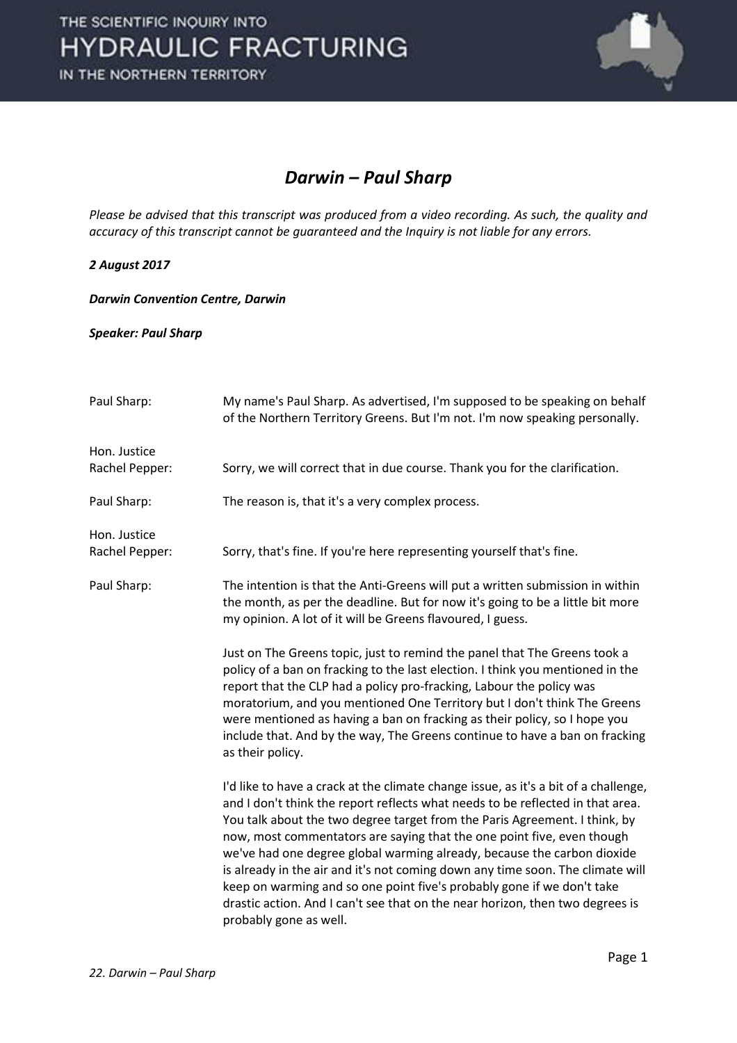# *Darwin – Paul Sharp*

*Please be advised that this transcript was produced from a video recording. As such, the quality and accuracy of this transcript cannot be guaranteed and the Inquiry is not liable for any errors.*

***2 August 2017***

***Darwin Convention Centre, Darwin***

***Speaker: Paul Sharp***

| | |
|---|---|
| Paul Sharp: | My name's Paul Sharp. As advertised, I'm supposed to be speaking on behalf of the Northern Territory Greens. But I'm not. I'm now speaking personally. |
| Hon. Justice Rachel Pepper: | Sorry, we will correct that in due course. Thank you for the clarification. |
| Paul Sharp: | The reason is, that it's a very complex process. |
| Hon. Justice Rachel Pepper: | Sorry, that's fine. If you're here representing yourself that's fine. |
| Paul Sharp: | The intention is that the Anti-Greens will put a written submission in within the month, as per the deadline. But for now it's going to be a little bit more my opinion. A lot of it will be Greens flavoured, I guess. |

Just on The Greens topic, just to remind the panel that The Greens took a policy of a ban on fracking to the last election. I think you mentioned in the report that the CLP had a policy pro-fracking, Labour the policy was moratorium, and you mentioned One Territory but I don't think The Greens were mentioned as having a ban on fracking as their policy, so I hope you include that. And by the way, The Greens continue to have a ban on fracking as their policy.

I'd like to have a crack at the climate change issue, as it's a bit of a challenge, and I don't think the report reflects what needs to be reflected in that area. You talk about the two degree target from the Paris Agreement. I think, by now, most commentators are saying that the one point five, even though we've had one degree global warming already, because the carbon dioxide is already in the air and it's not coming down any time soon. The climate will keep on warming and so one point five's probably gone if we don't take drastic action. And I can't see that on the near horizon, then two degrees is probably gone as well.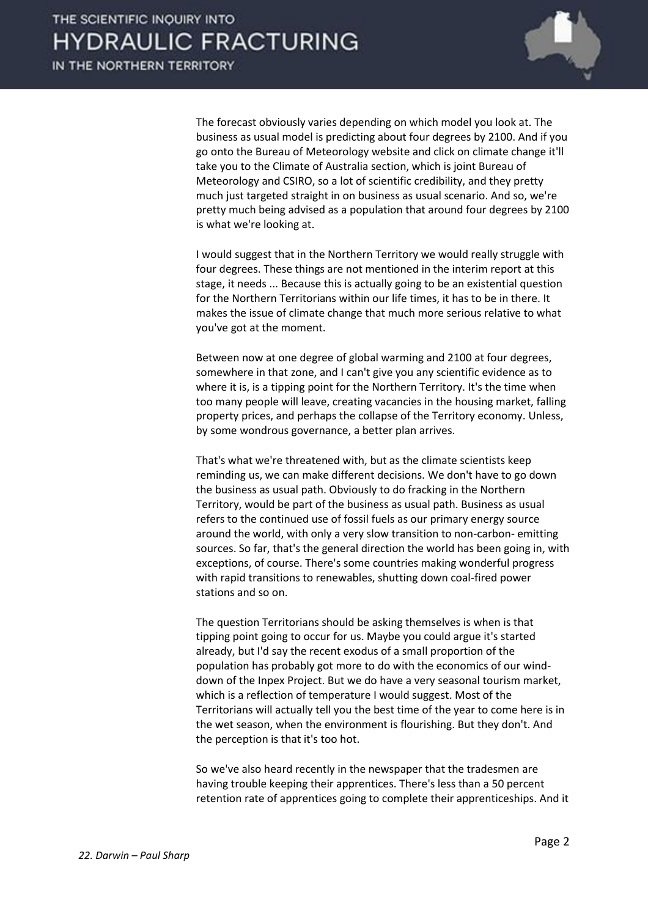The forecast obviously varies depending on which model you look at. The business as usual model is predicting about four degrees by 2100. And if you go onto the Bureau of Meteorology website and click on climate change it'll take you to the Climate of Australia section, which is joint Bureau of Meteorology and CSIRO, so a lot of scientific credibility, and they pretty much just targeted straight in on business as usual scenario. And so, we're pretty much being advised as a population that around four degrees by 2100 is what we're looking at.

I would suggest that in the Northern Territory we would really struggle with four degrees. These things are not mentioned in the interim report at this stage, it needs ... Because this is actually going to be an existential question for the Northern Territorians within our life times, it has to be in there. It makes the issue of climate change that much more serious relative to what you've got at the moment.

Between now at one degree of global warming and 2100 at four degrees, somewhere in that zone, and I can't give you any scientific evidence as to where it is, is a tipping point for the Northern Territory. It's the time when too many people will leave, creating vacancies in the housing market, falling property prices, and perhaps the collapse of the Territory economy. Unless, by some wondrous governance, a better plan arrives.

That's what we're threatened with, but as the climate scientists keep reminding us, we can make different decisions. We don't have to go down the business as usual path. Obviously to do fracking in the Northern Territory, would be part of the business as usual path. Business as usual refers to the continued use of fossil fuels as our primary energy source around the world, with only a very slow transition to non-carbon- emitting sources. So far, that's the general direction the world has been going in, with exceptions, of course. There's some countries making wonderful progress with rapid transitions to renewables, shutting down coal-fired power stations and so on.

The question Territorians should be asking themselves is when is that tipping point going to occur for us. Maybe you could argue it's started already, but I'd say the recent exodus of a small proportion of the population has probably got more to do with the economics of our wind-down of the Inpex Project. But we do have a very seasonal tourism market, which is a reflection of temperature I would suggest. Most of the Territorians will actually tell you the best time of the year to come here is in the wet season, when the environment is flourishing. But they don't. And the perception is that it's too hot.

So we've also heard recently in the newspaper that the tradesmen are having trouble keeping their apprentices. There's less than a 50 percent retention rate of apprentices going to complete their apprenticeships. And it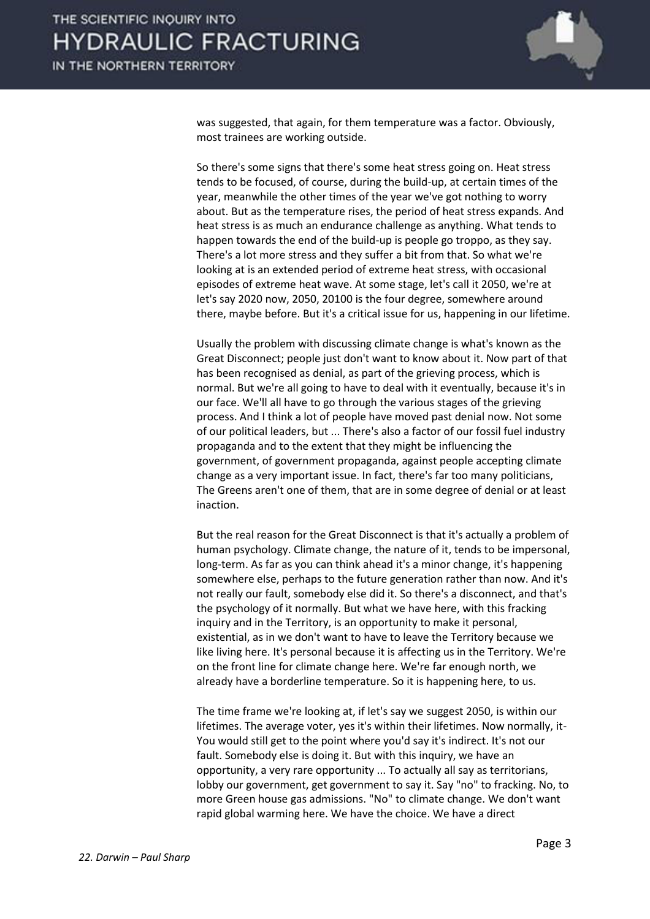was suggested, that again, for them temperature was a factor. Obviously, most trainees are working outside.

So there's some signs that there's some heat stress going on. Heat stress tends to be focused, of course, during the build-up, at certain times of the year, meanwhile the other times of the year we've got nothing to worry about. But as the temperature rises, the period of heat stress expands. And heat stress is as much an endurance challenge as anything. What tends to happen towards the end of the build-up is people go troppo, as they say. There's a lot more stress and they suffer a bit from that. So what we're looking at is an extended period of extreme heat stress, with occasional episodes of extreme heat wave. At some stage, let's call it 2050, we're at let's say 2020 now, 2050, 20100 is the four degree, somewhere around there, maybe before. But it's a critical issue for us, happening in our lifetime.

Usually the problem with discussing climate change is what's known as the Great Disconnect; people just don't want to know about it. Now part of that has been recognised as denial, as part of the grieving process, which is normal. But we're all going to have to deal with it eventually, because it's in our face. We'll all have to go through the various stages of the grieving process. And I think a lot of people have moved past denial now. Not some of our political leaders, but ... There's also a factor of our fossil fuel industry propaganda and to the extent that they might be influencing the government, of government propaganda, against people accepting climate change as a very important issue. In fact, there's far too many politicians, The Greens aren't one of them, that are in some degree of denial or at least inaction.

But the real reason for the Great Disconnect is that it's actually a problem of human psychology. Climate change, the nature of it, tends to be impersonal, long-term. As far as you can think ahead it's a minor change, it's happening somewhere else, perhaps to the future generation rather than now. And it's not really our fault, somebody else did it. So there's a disconnect, and that's the psychology of it normally. But what we have here, with this fracking inquiry and in the Territory, is an opportunity to make it personal, existential, as in we don't want to have to leave the Territory because we like living here. It's personal because it is affecting us in the Territory. We're on the front line for climate change here. We're far enough north, we already have a borderline temperature. So it is happening here, to us.

The time frame we're looking at, if let's say we suggest 2050, is within our lifetimes. The average voter, yes it's within their lifetimes. Now normally, it- You would still get to the point where you'd say it's indirect. It's not our fault. Somebody else is doing it. But with this inquiry, we have an opportunity, a very rare opportunity ... To actually all say as territorians, lobby our government, get government to say it. Say "no" to fracking. No, to more Green house gas admissions. "No" to climate change. We don't want rapid global warming here. We have the choice. We have a direct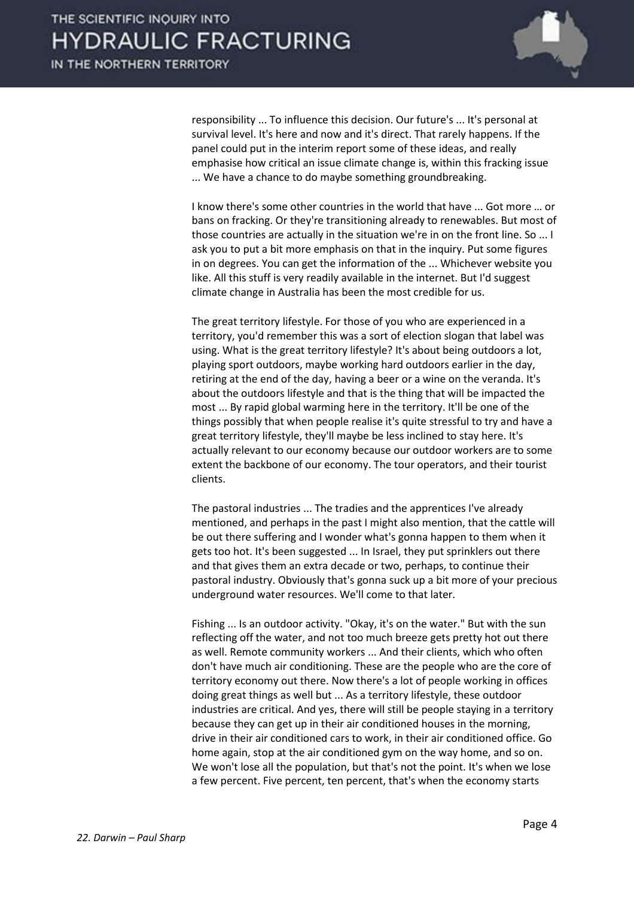responsibility ... To influence this decision. Our future's ... It's personal at survival level. It's here and now and it's direct. That rarely happens. If the panel could put in the interim report some of these ideas, and really emphasise how critical an issue climate change is, within this fracking issue ... We have a chance to do maybe something groundbreaking.

I know there's some other countries in the world that have ... Got more … or bans on fracking. Or they're transitioning already to renewables. But most of those countries are actually in the situation we're in on the front line. So ... I ask you to put a bit more emphasis on that in the inquiry. Put some figures in on degrees. You can get the information of the ... Whichever website you like. All this stuff is very readily available in the internet. But I'd suggest climate change in Australia has been the most credible for us.

The great territory lifestyle. For those of you who are experienced in a territory, you'd remember this was a sort of election slogan that label was using. What is the great territory lifestyle? It's about being outdoors a lot, playing sport outdoors, maybe working hard outdoors earlier in the day, retiring at the end of the day, having a beer or a wine on the veranda. It's about the outdoors lifestyle and that is the thing that will be impacted the most ... By rapid global warming here in the territory. It'll be one of the things possibly that when people realise it's quite stressful to try and have a great territory lifestyle, they'll maybe be less inclined to stay here. It's actually relevant to our economy because our outdoor workers are to some extent the backbone of our economy. The tour operators, and their tourist clients.

The pastoral industries ... The tradies and the apprentices I've already mentioned, and perhaps in the past I might also mention, that the cattle will be out there suffering and I wonder what's gonna happen to them when it gets too hot. It's been suggested ... In Israel, they put sprinklers out there and that gives them an extra decade or two, perhaps, to continue their pastoral industry. Obviously that's gonna suck up a bit more of your precious underground water resources. We'll come to that later.

Fishing ... Is an outdoor activity. "Okay, it's on the water." But with the sun reflecting off the water, and not too much breeze gets pretty hot out there as well. Remote community workers ... And their clients, which who often don't have much air conditioning. These are the people who are the core of territory economy out there. Now there's a lot of people working in offices doing great things as well but ... As a territory lifestyle, these outdoor industries are critical. And yes, there will still be people staying in a territory because they can get up in their air conditioned houses in the morning, drive in their air conditioned cars to work, in their air conditioned office. Go home again, stop at the air conditioned gym on the way home, and so on. We won't lose all the population, but that's not the point. It's when we lose a few percent. Five percent, ten percent, that's when the economy starts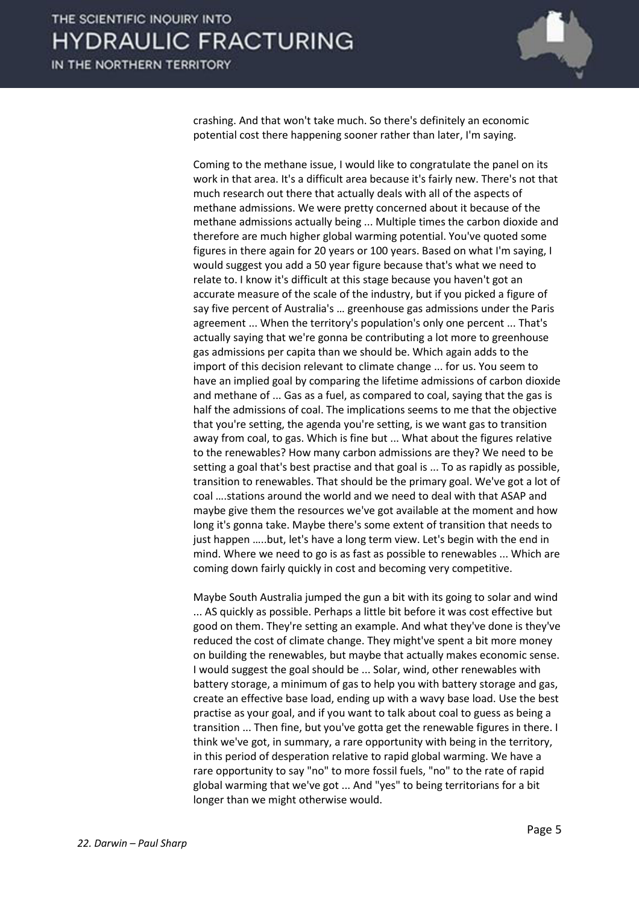crashing. And that won't take much. So there's definitely an economic potential cost there happening sooner rather than later, I'm saying.

Coming to the methane issue, I would like to congratulate the panel on its work in that area. It's a difficult area because it's fairly new. There's not that much research out there that actually deals with all of the aspects of methane admissions. We were pretty concerned about it because of the methane admissions actually being ... Multiple times the carbon dioxide and therefore are much higher global warming potential. You've quoted some figures in there again for 20 years or 100 years. Based on what I'm saying, I would suggest you add a 50 year figure because that's what we need to relate to. I know it's difficult at this stage because you haven't got an accurate measure of the scale of the industry, but if you picked a figure of say five percent of Australia's … greenhouse gas admissions under the Paris agreement ... When the territory's population's only one percent ... That's actually saying that we're gonna be contributing a lot more to greenhouse gas admissions per capita than we should be. Which again adds to the import of this decision relevant to climate change ... for us. You seem to have an implied goal by comparing the lifetime admissions of carbon dioxide and methane of ... Gas as a fuel, as compared to coal, saying that the gas is half the admissions of coal. The implications seems to me that the objective that you're setting, the agenda you're setting, is we want gas to transition away from coal, to gas. Which is fine but ... What about the figures relative to the renewables? How many carbon admissions are they? We need to be setting a goal that's best practise and that goal is ... To as rapidly as possible, transition to renewables. That should be the primary goal. We've got a lot of coal ….stations around the world and we need to deal with that ASAP and maybe give them the resources we've got available at the moment and how long it's gonna take. Maybe there's some extent of transition that needs to just happen …..but, let's have a long term view. Let's begin with the end in mind. Where we need to go is as fast as possible to renewables ... Which are coming down fairly quickly in cost and becoming very competitive.

Maybe South Australia jumped the gun a bit with its going to solar and wind ... AS quickly as possible. Perhaps a little bit before it was cost effective but good on them. They're setting an example. And what they've done is they've reduced the cost of climate change. They might've spent a bit more money on building the renewables, but maybe that actually makes economic sense. I would suggest the goal should be ... Solar, wind, other renewables with battery storage, a minimum of gas to help you with battery storage and gas, create an effective base load, ending up with a wavy base load. Use the best practise as your goal, and if you want to talk about coal to guess as being a transition ... Then fine, but you've gotta get the renewable figures in there. I think we've got, in summary, a rare opportunity with being in the territory, in this period of desperation relative to rapid global warming. We have a rare opportunity to say "no" to more fossil fuels, "no" to the rate of rapid global warming that we've got ... And "yes" to being territorians for a bit longer than we might otherwise would.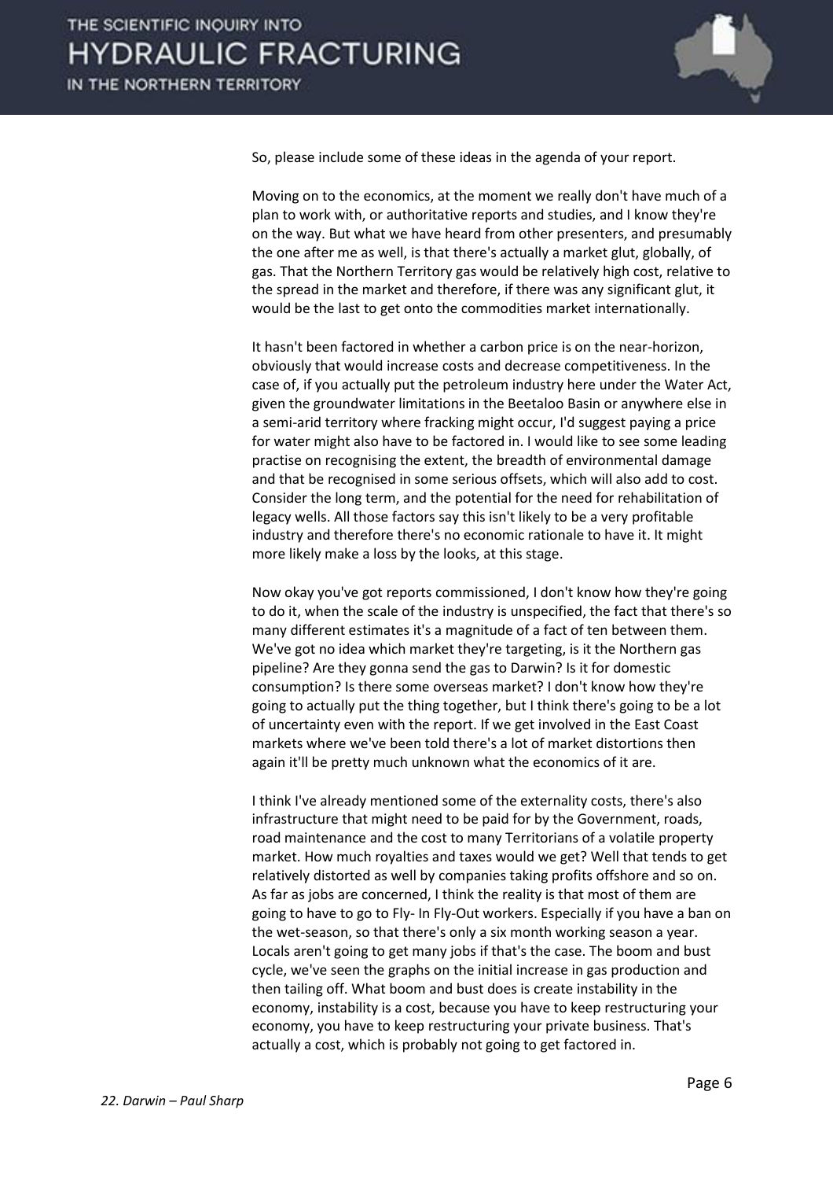So, please include some of these ideas in the agenda of your report.

Moving on to the economics, at the moment we really don't have much of a plan to work with, or authoritative reports and studies, and I know they're on the way. But what we have heard from other presenters, and presumably the one after me as well, is that there's actually a market glut, globally, of gas. That the Northern Territory gas would be relatively high cost, relative to the spread in the market and therefore, if there was any significant glut, it would be the last to get onto the commodities market internationally.

It hasn't been factored in whether a carbon price is on the near-horizon, obviously that would increase costs and decrease competitiveness. In the case of, if you actually put the petroleum industry here under the Water Act, given the groundwater limitations in the Beetaloo Basin or anywhere else in a semi-arid territory where fracking might occur, I'd suggest paying a price for water might also have to be factored in. I would like to see some leading practise on recognising the extent, the breadth of environmental damage and that be recognised in some serious offsets, which will also add to cost. Consider the long term, and the potential for the need for rehabilitation of legacy wells. All those factors say this isn't likely to be a very profitable industry and therefore there's no economic rationale to have it. It might more likely make a loss by the looks, at this stage.

Now okay you've got reports commissioned, I don't know how they're going to do it, when the scale of the industry is unspecified, the fact that there's so many different estimates it's a magnitude of a fact of ten between them. We've got no idea which market they're targeting, is it the Northern gas pipeline? Are they gonna send the gas to Darwin? Is it for domestic consumption? Is there some overseas market? I don't know how they're going to actually put the thing together, but I think there's going to be a lot of uncertainty even with the report. If we get involved in the East Coast markets where we've been told there's a lot of market distortions then again it'll be pretty much unknown what the economics of it are.

I think I've already mentioned some of the externality costs, there's also infrastructure that might need to be paid for by the Government, roads, road maintenance and the cost to many Territorians of a volatile property market. How much royalties and taxes would we get? Well that tends to get relatively distorted as well by companies taking profits offshore and so on. As far as jobs are concerned, I think the reality is that most of them are going to have to go to Fly- In Fly-Out workers. Especially if you have a ban on the wet-season, so that there's only a six month working season a year. Locals aren't going to get many jobs if that's the case. The boom and bust cycle, we've seen the graphs on the initial increase in gas production and then tailing off. What boom and bust does is create instability in the economy, instability is a cost, because you have to keep restructuring your economy, you have to keep restructuring your private business. That's actually a cost, which is probably not going to get factored in.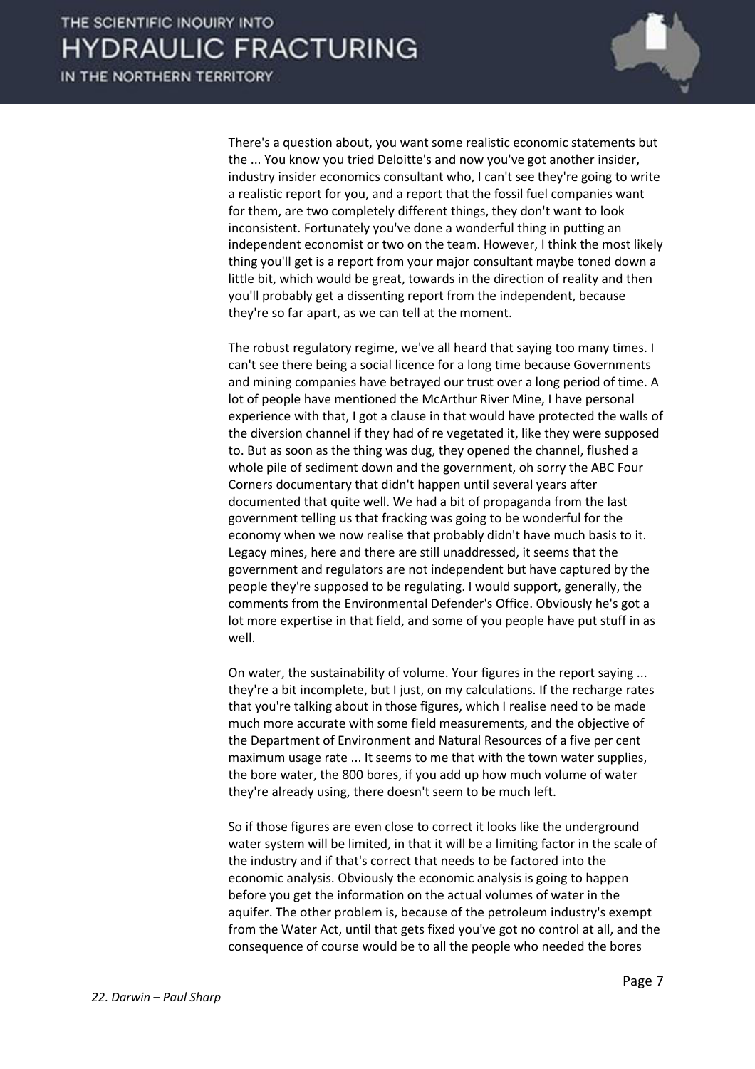There's a question about, you want some realistic economic statements but the ... You know you tried Deloitte's and now you've got another insider, industry insider economics consultant who, I can't see they're going to write a realistic report for you, and a report that the fossil fuel companies want for them, are two completely different things, they don't want to look inconsistent. Fortunately you've done a wonderful thing in putting an independent economist or two on the team. However, I think the most likely thing you'll get is a report from your major consultant maybe toned down a little bit, which would be great, towards in the direction of reality and then you'll probably get a dissenting report from the independent, because they're so far apart, as we can tell at the moment.

The robust regulatory regime, we've all heard that saying too many times. I can't see there being a social licence for a long time because Governments and mining companies have betrayed our trust over a long period of time. A lot of people have mentioned the McArthur River Mine, I have personal experience with that, I got a clause in that would have protected the walls of the diversion channel if they had of re vegetated it, like they were supposed to. But as soon as the thing was dug, they opened the channel, flushed a whole pile of sediment down and the government, oh sorry the ABC Four Corners documentary that didn't happen until several years after documented that quite well. We had a bit of propaganda from the last government telling us that fracking was going to be wonderful for the economy when we now realise that probably didn't have much basis to it. Legacy mines, here and there are still unaddressed, it seems that the government and regulators are not independent but have captured by the people they're supposed to be regulating. I would support, generally, the comments from the Environmental Defender's Office. Obviously he's got a lot more expertise in that field, and some of you people have put stuff in as well.

On water, the sustainability of volume. Your figures in the report saying ... they're a bit incomplete, but I just, on my calculations. If the recharge rates that you're talking about in those figures, which I realise need to be made much more accurate with some field measurements, and the objective of the Department of Environment and Natural Resources of a five per cent maximum usage rate ... It seems to me that with the town water supplies, the bore water, the 800 bores, if you add up how much volume of water they're already using, there doesn't seem to be much left.

So if those figures are even close to correct it looks like the underground water system will be limited, in that it will be a limiting factor in the scale of the industry and if that's correct that needs to be factored into the economic analysis. Obviously the economic analysis is going to happen before you get the information on the actual volumes of water in the aquifer. The other problem is, because of the petroleum industry's exempt from the Water Act, until that gets fixed you've got no control at all, and the consequence of course would be to all the people who needed the bores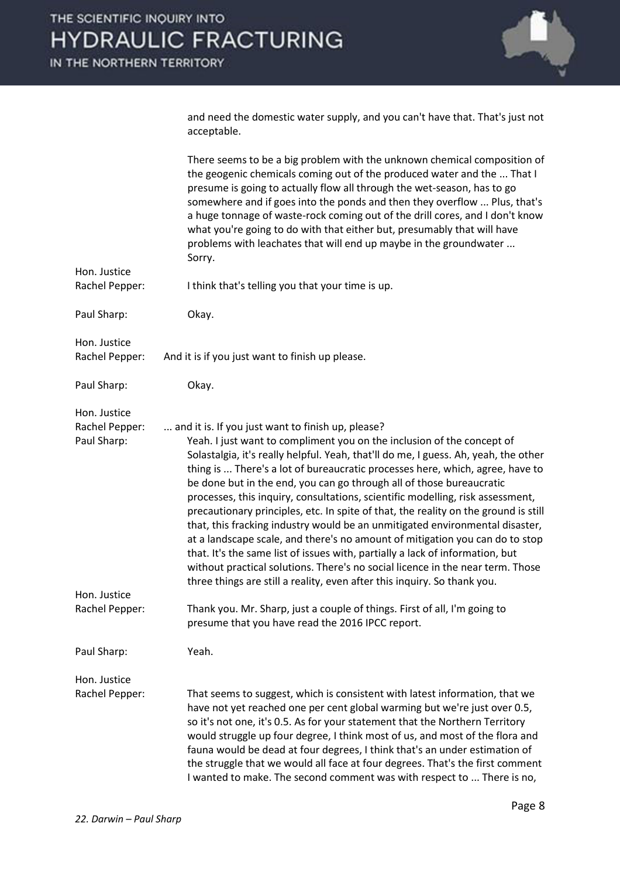and need the domestic water supply, and you can't have that. That's just not acceptable.

There seems to be a big problem with the unknown chemical composition of the geogenic chemicals coming out of the produced water and the ... That I presume is going to actually flow all through the wet-season, has to go somewhere and if goes into the ponds and then they overflow ... Plus, that's a huge tonnage of waste-rock coming out of the drill cores, and I don't know what you're going to do with that either but, presumably that will have problems with leachates that will end up maybe in the groundwater ... Sorry.

**Hon. Justice Rachel Pepper:** I think that's telling you that your time is up.

**Paul Sharp:** Okay.

**Hon. Justice Rachel Pepper:** And it is if you just want to finish up please.

**Paul Sharp:** Okay.

**Hon. Justice Rachel Pepper:** ... and it is. If you just want to finish up, please?

**Paul Sharp:** Yeah. I just want to compliment you on the inclusion of the concept of Solastalgia, it's really helpful. Yeah, that'll do me, I guess. Ah, yeah, the other thing is ... There's a lot of bureaucratic processes here, which, agree, have to be done but in the end, you can go through all of those bureaucratic processes, this inquiry, consultations, scientific modelling, risk assessment, precautionary principles, etc. In spite of that, the reality on the ground is still that, this fracking industry would be an unmitigated environmental disaster, at a landscape scale, and there's no amount of mitigation you can do to stop that. It's the same list of issues with, partially a lack of information, but without practical solutions. There's no social licence in the near term. Those three things are still a reality, even after this inquiry. So thank you.

**Hon. Justice Rachel Pepper:** Thank you. Mr. Sharp, just a couple of things. First of all, I'm going to presume that you have read the 2016 IPCC report.

**Paul Sharp:** Yeah.

**Hon. Justice Rachel Pepper:** That seems to suggest, which is consistent with latest information, that we have not yet reached one per cent global warming but we're just over 0.5, so it's not one, it's 0.5. As for your statement that the Northern Territory would struggle up four degree, I think most of us, and most of the flora and fauna would be dead at four degrees, I think that's an under estimation of the struggle that we would all face at four degrees. That's the first comment I wanted to make. The second comment was with respect to ... There is no,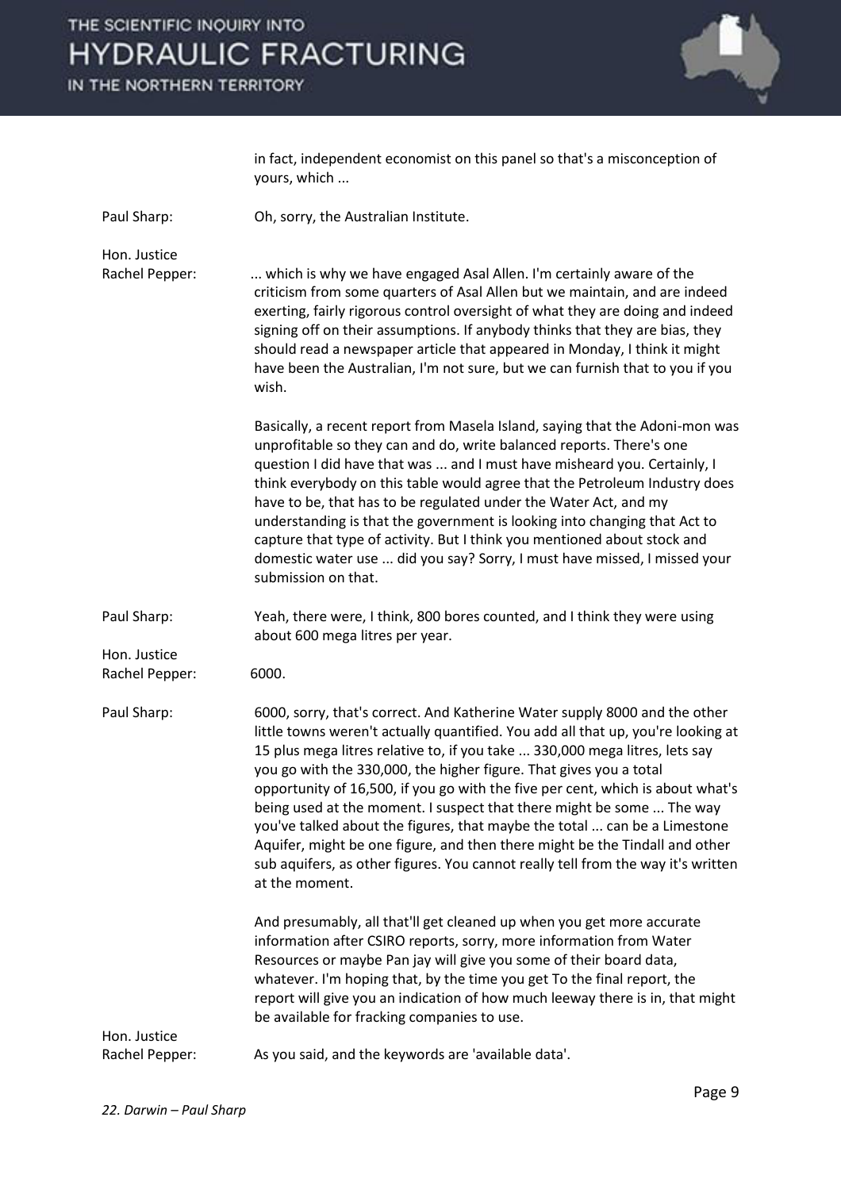| | |
|---|---|
| | in fact, independent economist on this panel so that's a misconception of yours, which ... |
| Paul Sharp: | Oh, sorry, the Australian Institute. |
| Hon. Justice Rachel Pepper: | ... which is why we have engaged Asal Allen. I'm certainly aware of the criticism from some quarters of Asal Allen but we maintain, and are indeed exerting, fairly rigorous control oversight of what they are doing and indeed signing off on their assumptions. If anybody thinks that they are bias, they should read a newspaper article that appeared in Monday, I think it might have been the Australian, I'm not sure, but we can furnish that to you if you wish. |
| | Basically, a recent report from Masela Island, saying that the Adoni-mon was unprofitable so they can and do, write balanced reports. There's one question I did have that was ... and I must have misheard you. Certainly, I think everybody on this table would agree that the Petroleum Industry does have to be, that has to be regulated under the Water Act, and my understanding is that the government is looking into changing that Act to capture that type of activity. But I think you mentioned about stock and domestic water use ... did you say? Sorry, I must have missed, I missed your submission on that. |
| Paul Sharp: | Yeah, there were, I think, 800 bores counted, and I think they were using about 600 mega litres per year. |
| Hon. Justice Rachel Pepper: | 6000. |
| Paul Sharp: | 6000, sorry, that's correct. And Katherine Water supply 8000 and the other little towns weren't actually quantified. You add all that up, you're looking at 15 plus mega litres relative to, if you take ... 330,000 mega litres, lets say you go with the 330,000, the higher figure. That gives you a total opportunity of 16,500, if you go with the five per cent, which is about what's being used at the moment. I suspect that there might be some ... The way you've talked about the figures, that maybe the total ... can be a Limestone Aquifer, might be one figure, and then there might be the Tindall and other sub aquifers, as other figures. You cannot really tell from the way it's written at the moment. |
| | And presumably, all that'll get cleaned up when you get more accurate information after CSIRO reports, sorry, more information from Water Resources or maybe Pan jay will give you some of their board data, whatever. I'm hoping that, by the time you get To the final report, the report will give you an indication of how much leeway there is in, that might be available for fracking companies to use. |
| Hon. Justice Rachel Pepper: | As you said, and the keywords are 'available data'. |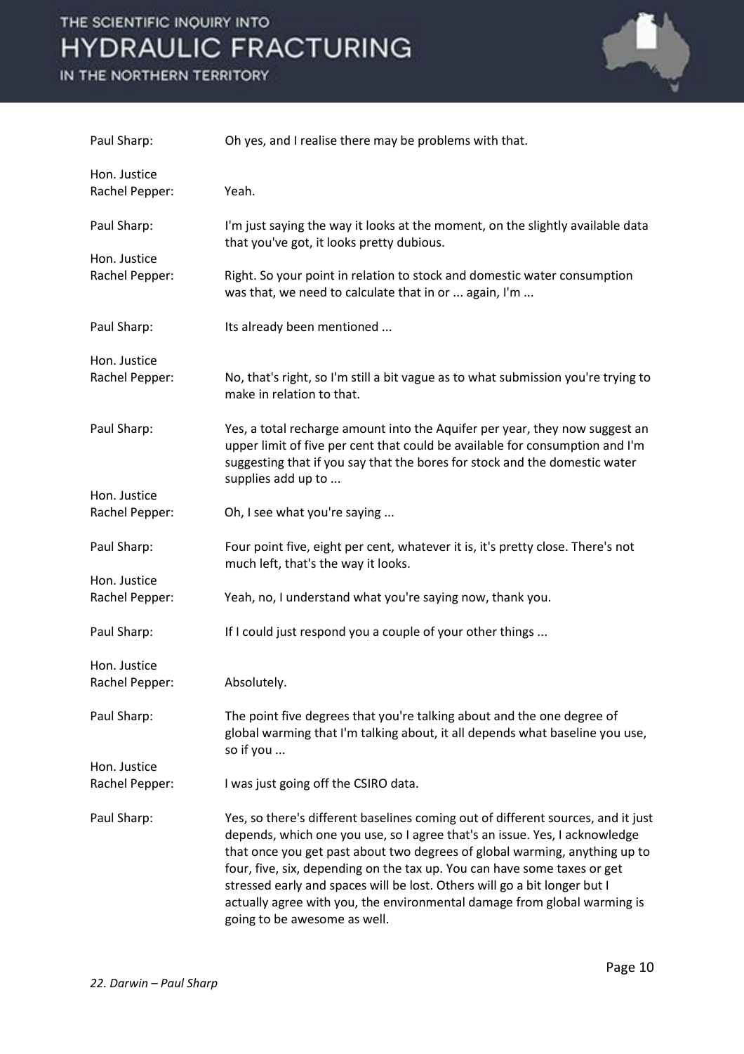Paul Sharp: Oh yes, and I realise there may be problems with that.

Hon. Justice Rachel Pepper: Yeah.

Paul Sharp: I'm just saying the way it looks at the moment, on the slightly available data that you've got, it looks pretty dubious.

Hon. Justice Rachel Pepper: Right. So your point in relation to stock and domestic water consumption was that, we need to calculate that in or ... again, I'm ...

Paul Sharp: Its already been mentioned ...

Hon. Justice Rachel Pepper: No, that's right, so I'm still a bit vague as to what submission you're trying to make in relation to that.

Paul Sharp: Yes, a total recharge amount into the Aquifer per year, they now suggest an upper limit of five per cent that could be available for consumption and I'm suggesting that if you say that the bores for stock and the domestic water supplies add up to ...

Hon. Justice Rachel Pepper: Oh, I see what you're saying ...

Paul Sharp: Four point five, eight per cent, whatever it is, it's pretty close. There's not much left, that's the way it looks.

Hon. Justice Rachel Pepper: Yeah, no, I understand what you're saying now, thank you.

Paul Sharp: If I could just respond you a couple of your other things ...

Hon. Justice Rachel Pepper: Absolutely.

Paul Sharp: The point five degrees that you're talking about and the one degree of global warming that I'm talking about, it all depends what baseline you use, so if you ...

Hon. Justice Rachel Pepper: I was just going off the CSIRO data.

Paul Sharp: Yes, so there's different baselines coming out of different sources, and it just depends, which one you use, so I agree that's an issue. Yes, I acknowledge that once you get past about two degrees of global warming, anything up to four, five, six, depending on the tax up. You can have some taxes or get stressed early and spaces will be lost. Others will go a bit longer but I actually agree with you, the environmental damage from global warming is going to be awesome as well.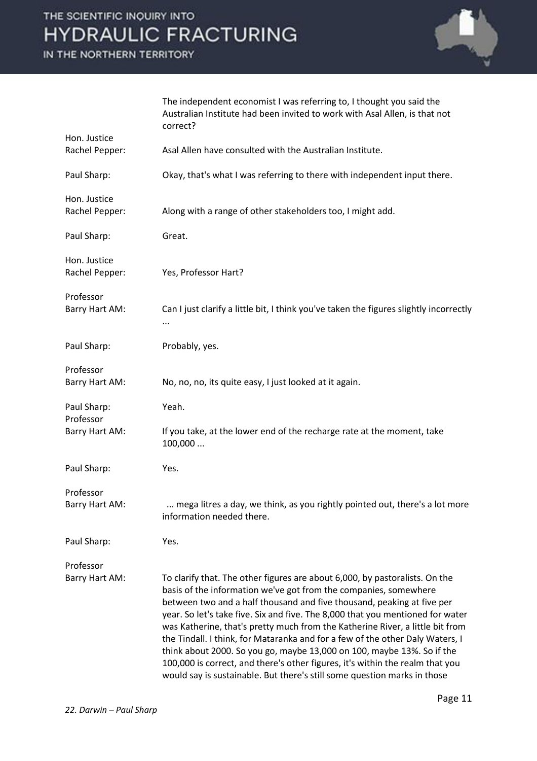| | |
|---|---|
| | The independent economist I was referring to, I thought you said the Australian Institute had been invited to work with Asal Allen, is that not correct? |
| Hon. Justice Rachel Pepper: | Asal Allen have consulted with the Australian Institute. |
| Paul Sharp: | Okay, that's what I was referring to there with independent input there. |
| Hon. Justice Rachel Pepper: | Along with a range of other stakeholders too, I might add. |
| Paul Sharp: | Great. |
| Hon. Justice Rachel Pepper: | Yes, Professor Hart? |
| Professor Barry Hart AM: | Can I just clarify a little bit, I think you've taken the figures slightly incorrectly ... |
| Paul Sharp: | Probably, yes. |
| Professor Barry Hart AM: | No, no, no, its quite easy, I just looked at it again. |
| Paul Sharp: | Yeah. |
| Professor Barry Hart AM: | If you take, at the lower end of the recharge rate at the moment, take 100,000 ... |
| Paul Sharp: | Yes. |
| Professor Barry Hart AM: | ... mega litres a day, we think, as you rightly pointed out, there's a lot more information needed there. |
| Paul Sharp: | Yes. |
| Professor Barry Hart AM: | To clarify that. The other figures are about 6,000, by pastoralists. On the basis of the information we've got from the companies, somewhere between two and a half thousand and five thousand, peaking at five per year. So let's take five. Six and five. The 8,000 that you mentioned for water was Katherine, that's pretty much from the Katherine River, a little bit from the Tindall. I think, for Mataranka and for a few of the other Daly Waters, I think about 2000. So you go, maybe 13,000 on 100, maybe 13%. So if the 100,000 is correct, and there's other figures, it's within the realm that you would say is sustainable. But there's still some question marks in those |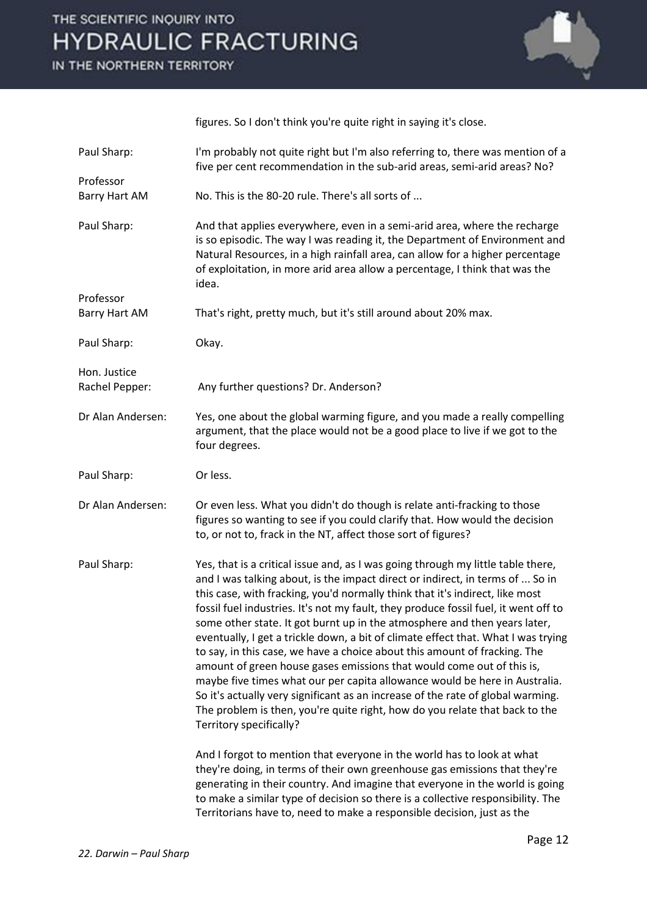figures. So I don't think you're quite right in saying it's close.

**Paul Sharp:** I'm probably not quite right but I'm also referring to, there was mention of a five per cent recommendation in the sub-arid areas, semi-arid areas? No?

**Professor Barry Hart AM:** No. This is the 80-20 rule. There's all sorts of ...

**Paul Sharp:** And that applies everywhere, even in a semi-arid area, where the recharge is so episodic. The way I was reading it, the Department of Environment and Natural Resources, in a high rainfall area, can allow for a higher percentage of exploitation, in more arid area allow a percentage, I think that was the idea.

**Professor Barry Hart AM:** That's right, pretty much, but it's still around about 20% max.

**Paul Sharp:** Okay.

**Hon. Justice Rachel Pepper:** Any further questions? Dr. Anderson?

**Dr Alan Andersen:** Yes, one about the global warming figure, and you made a really compelling argument, that the place would not be a good place to live if we got to the four degrees.

**Paul Sharp:** Or less.

**Dr Alan Andersen:** Or even less. What you didn't do though is relate anti-fracking to those figures so wanting to see if you could clarify that. How would the decision to, or not to, frack in the NT, affect those sort of figures?

**Paul Sharp:** Yes, that is a critical issue and, as I was going through my little table there, and I was talking about, is the impact direct or indirect, in terms of ... So in this case, with fracking, you'd normally think that it's indirect, like most fossil fuel industries. It's not my fault, they produce fossil fuel, it went off to some other state. It got burnt up in the atmosphere and then years later, eventually, I get a trickle down, a bit of climate effect that. What I was trying to say, in this case, we have a choice about this amount of fracking. The amount of green house gases emissions that would come out of this is, maybe five times what our per capita allowance would be here in Australia. So it's actually very significant as an increase of the rate of global warming. The problem is then, you're quite right, how do you relate that back to the Territory specifically?

And I forgot to mention that everyone in the world has to look at what they're doing, in terms of their own greenhouse gas emissions that they're generating in their country. And imagine that everyone in the world is going to make a similar type of decision so there is a collective responsibility. The Territorians have to, need to make a responsible decision, just as the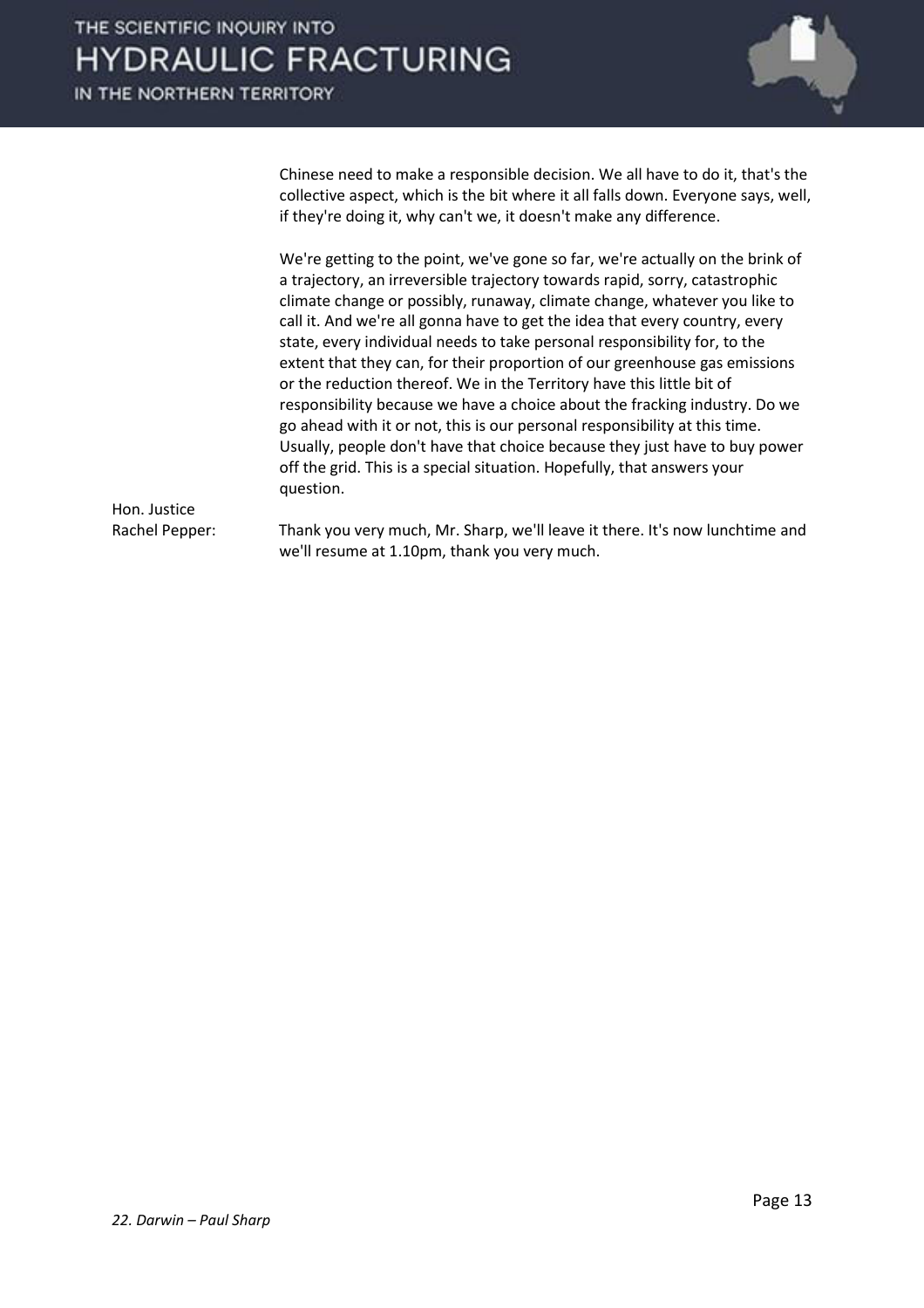Chinese need to make a responsible decision. We all have to do it, that's the collective aspect, which is the bit where it all falls down. Everyone says, well, if they're doing it, why can't we, it doesn't make any difference.

We're getting to the point, we've gone so far, we're actually on the brink of a trajectory, an irreversible trajectory towards rapid, sorry, catastrophic climate change or possibly, runaway, climate change, whatever you like to call it. And we're all gonna have to get the idea that every country, every state, every individual needs to take personal responsibility for, to the extent that they can, for their proportion of our greenhouse gas emissions or the reduction thereof. We in the Territory have this little bit of responsibility because we have a choice about the fracking industry. Do we go ahead with it or not, this is our personal responsibility at this time. Usually, people don't have that choice because they just have to buy power off the grid. This is a special situation. Hopefully, that answers your question.

Hon. Justice Rachel Pepper: Thank you very much, Mr. Sharp, we'll leave it there. It's now lunchtime and we'll resume at 1.10pm, thank you very much.